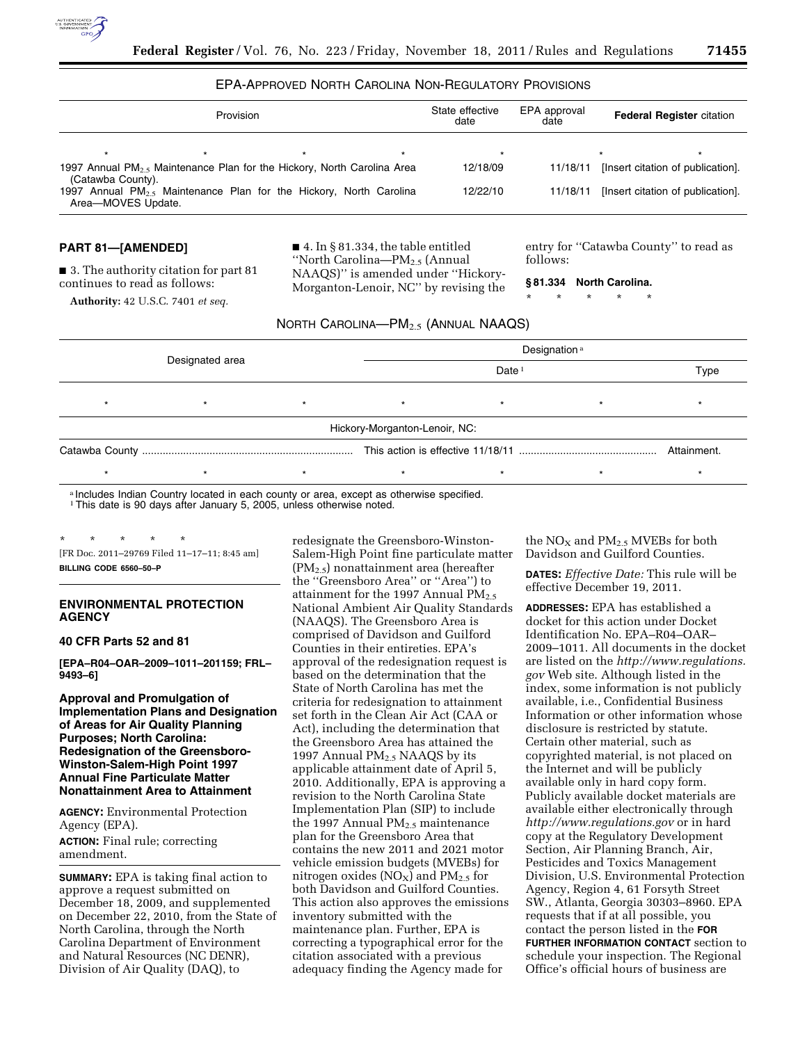### EPA-APPROVED NORTH CAROLINA NON-REGULATORY PROVISIONS

| Provision | State effective date | EPA approval date | **Federal Register** citation |
|---|---|---|---|
| * * * * | * | * | * |
| 1997 Annual $PM_{2.5}$ Maintenance Plan for the Hickory, North Carolina Area (Catawba County). | 12/18/09 | 11/18/11 | [Insert citation of publication]. |
| 1997 Annual $PM_{2.5}$ Maintenance Plan for the Hickory, North Carolina Area—MOVES Update. | 12/22/10 | 11/18/11 | [Insert citation of publication]. |

## PART 81—[AMENDED]

■ 3. The authority citation for part 81 continues to read as follows:

**Authority:** 42 U.S.C. 7401 *et seq.*

■ 4. In § 81.334, the table entitled ''North Carolina—$PM_{2.5}$ (Annual NAAQS)'' is amended under ''Hickory-Morganton-Lenoir, NC'' by revising the entry for ''Catawba County'' to read as follows:

**§ 81.334 North Carolina.**

\* \* \* \* \*

### NORTH CAROLINA—$PM_{2.5}$ (ANNUAL NAAQS)

| Designated area | Designation [a] | |
|---|---|---|
| | Date [1] | Type |
| * * * | * * * | * |
| Hickory-Morganton-Lenoir, NC: | | |
| Catawba County | This action is effective 11/18/11 | Attainment. |
| * * * | * * * | * |

[a] Includes Indian Country located in each county or area, except as otherwise specified.
[1] This date is 90 days after January 5, 2005, unless otherwise noted.

\* \* \* \* \*

[FR Doc. 2011–29769 Filed 11–17–11; 8:45 am]

**BILLING CODE 6560–50–P**

## ENVIRONMENTAL PROTECTION AGENCY

### 40 CFR Parts 52 and 81

**[EPA–R04–OAR–2009–1011–201159; FRL–9493–6]**

### Approval and Promulgation of Implementation Plans and Designation of Areas for Air Quality Planning Purposes; North Carolina: Redesignation of the Greensboro-Winston-Salem-High Point 1997 Annual Fine Particulate Matter Nonattainment Area to Attainment

**AGENCY:** Environmental Protection Agency (EPA).

**ACTION:** Final rule; correcting amendment.

**SUMMARY:** EPA is taking final action to approve a request submitted on December 18, 2009, and supplemented on December 22, 2010, from the State of North Carolina, through the North Carolina Department of Environment and Natural Resources (NC DENR), Division of Air Quality (DAQ), to redesignate the Greensboro-Winston-Salem-High Point fine particulate matter ($PM_{2.5}$) nonattainment area (hereafter the ''Greensboro Area'' or ''Area'') to attainment for the 1997 Annual $PM_{2.5}$ National Ambient Air Quality Standards (NAAQS). The Greensboro Area is comprised of Davidson and Guilford Counties in their entireties. EPA's approval of the redesignation request is based on the determination that the State of North Carolina has met the criteria for redesignation to attainment set forth in the Clean Air Act (CAA or Act), including the determination that the Greensboro Area has attained the 1997 Annual $PM_{2.5}$ NAAQS by its applicable attainment date of April 5, 2010. Additionally, EPA is approving a revision to the North Carolina State Implementation Plan (SIP) to include the 1997 Annual $PM_{2.5}$ maintenance plan for the Greensboro Area that contains the new 2011 and 2021 motor vehicle emission budgets (MVEBs) for nitrogen oxides ($NO_X$) and $PM_{2.5}$ for both Davidson and Guilford Counties. This action also approves the emissions inventory submitted with the maintenance plan. Further, EPA is correcting a typographical error for the citation associated with a previous adequacy finding the Agency made for the $NO_X$ and $PM_{2.5}$ MVEBs for both Davidson and Guilford Counties.

**DATES:** *Effective Date:* This rule will be effective December 19, 2011.

**ADDRESSES:** EPA has established a docket for this action under Docket Identification No. EPA–R04–OAR–2009–1011. All documents in the docket are listed on the *http://www.regulations.gov* Web site. Although listed in the index, some information is not publicly available, i.e., Confidential Business Information or other information whose disclosure is restricted by statute. Certain other material, such as copyrighted material, is not placed on the Internet and will be publicly available only in hard copy form. Publicly available docket materials are available either electronically through *http://www.regulations.gov* or in hard copy at the Regulatory Development Section, Air Planning Branch, Air, Pesticides and Toxics Management Division, U.S. Environmental Protection Agency, Region 4, 61 Forsyth Street SW., Atlanta, Georgia 30303–8960. EPA requests that if at all possible, you contact the person listed in the **FOR FURTHER INFORMATION CONTACT** section to schedule your inspection. The Regional Office's official hours of business are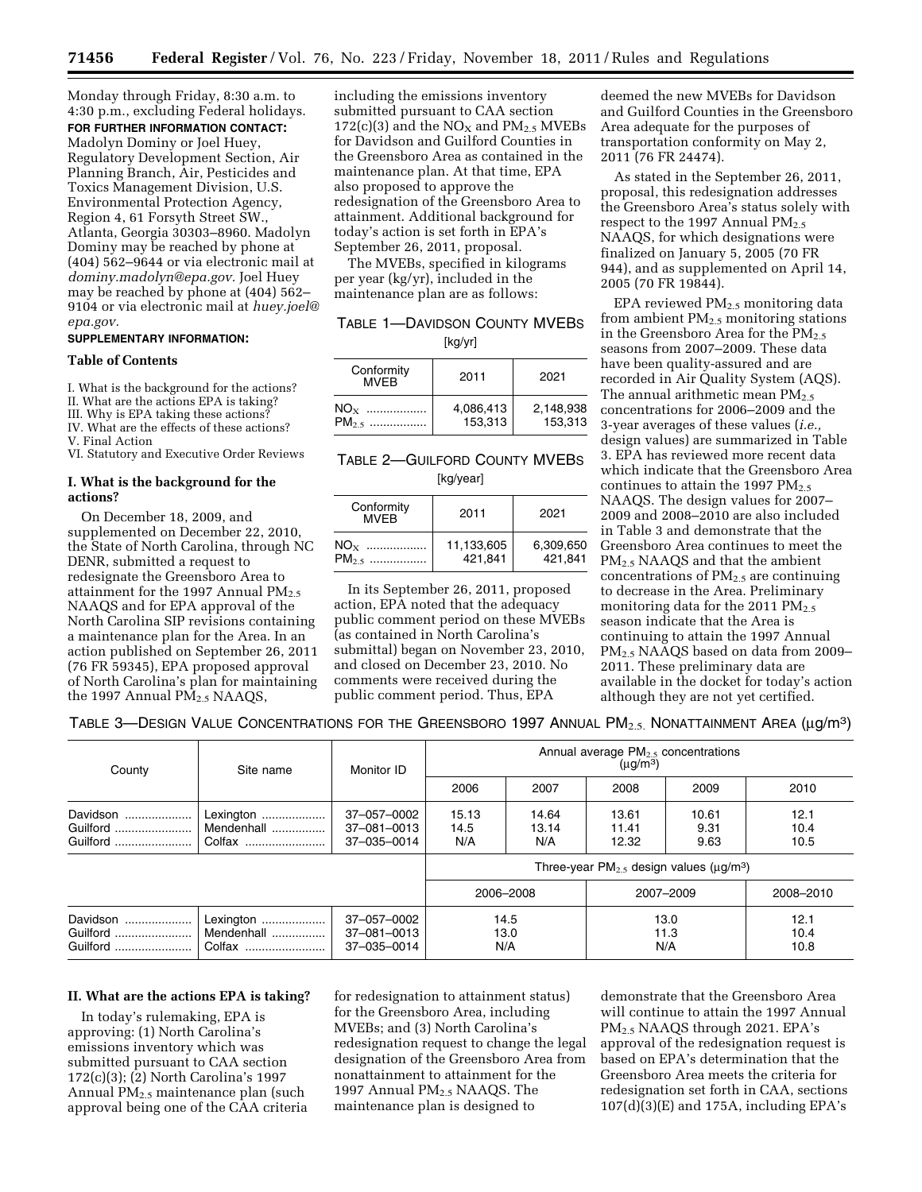Monday through Friday, 8:30 a.m. to 4:30 p.m., excluding Federal holidays.

**FOR FURTHER INFORMATION CONTACT:** Madolyn Dominy or Joel Huey, Regulatory Development Section, Air Planning Branch, Air, Pesticides and Toxics Management Division, U.S. Environmental Protection Agency, Region 4, 61 Forsyth Street SW., Atlanta, Georgia 30303–8960. Madolyn Dominy may be reached by phone at (404) 562–9644 or via electronic mail at *dominy.madolyn@epa.gov.* Joel Huey may be reached by phone at (404) 562–9104 or via electronic mail at *huey.joel@epa.gov.*

**SUPPLEMENTARY INFORMATION:**

**Table of Contents**

I. What is the background for the actions?
II. What are the actions EPA is taking?
III. Why is EPA taking these actions?
IV. What are the effects of these actions?
V. Final Action
VI. Statutory and Executive Order Reviews

## I. What is the background for the actions?

On December 18, 2009, and supplemented on December 22, 2010, the State of North Carolina, through NC DENR, submitted a request to redesignate the Greensboro Area to attainment for the 1997 Annual $PM_{2.5}$ NAAQS and for EPA approval of the North Carolina SIP revisions containing a maintenance plan for the Area. In an action published on September 26, 2011 (76 FR 59345), EPA proposed approval of North Carolina's plan for maintaining the 1997 Annual $PM_{2.5}$ NAAQS, including the emissions inventory submitted pursuant to CAA section 172(c)(3) and the $NO_X$ and $PM_{2.5}$ MVEBs for Davidson and Guilford Counties in the Greensboro Area as contained in the maintenance plan. At that time, EPA also proposed to approve the redesignation of the Greensboro Area to attainment. Additional background for today's action is set forth in EPA's September 26, 2011, proposal.

The MVEBs, specified in kilograms per year (kg/yr), included in the maintenance plan are as follows:

TABLE 1—DAVIDSON COUNTY MVEBS [kg/yr]

| Conformity MVEB | 2011 | 2021 |
|---|---|---|
| $NO_X$ | 4,086,413 | 2,148,938 |
| $PM_{2.5}$ | 153,313 | 153,313 |

TABLE 2—GUILFORD COUNTY MVEBS [kg/year]

| Conformity MVEB | 2011 | 2021 |
|---|---|---|
| $NO_X$ | 11,133,605 | 6,309,650 |
| $PM_{2.5}$ | 421,841 | 421,841 |

In its September 26, 2011, proposed action, EPA noted that the adequacy public comment period on these MVEBs (as contained in North Carolina's submittal) began on November 23, 2010, and closed on December 23, 2010. No comments were received during the public comment period. Thus, EPA deemed the new MVEBs for Davidson and Guilford Counties in the Greensboro Area adequate for the purposes of transportation conformity on May 2, 2011 (76 FR 24474).

As stated in the September 26, 2011, proposal, this redesignation addresses the Greensboro Area's status solely with respect to the 1997 Annual $PM_{2.5}$ NAAQS, for which designations were finalized on January 5, 2005 (70 FR 944), and as supplemented on April 14, 2005 (70 FR 19844).

EPA reviewed $PM_{2.5}$ monitoring data from ambient $PM_{2.5}$ monitoring stations in the Greensboro Area for the $PM_{2.5}$ seasons from 2007–2009. These data have been quality-assured and are recorded in Air Quality System (AQS). The annual arithmetic mean $PM_{2.5}$ concentrations for 2006–2009 and the 3-year averages of these values (*i.e.,* design values) are summarized in Table 3. EPA has reviewed more recent data which indicate that the Greensboro Area continues to attain the 1997 $PM_{2.5}$ NAAQS. The design values for 2007–2009 and 2008–2010 are also included in Table 3 and demonstrate that the Greensboro Area continues to meet the $PM_{2.5}$ NAAQS and that the ambient concentrations of $PM_{2.5}$ are continuing to decrease in the Area. Preliminary monitoring data for the 2011 $PM_{2.5}$ season indicate that the Area is continuing to attain the 1997 Annual $PM_{2.5}$ NAAQS based on data from 2009–2011. These preliminary data are available in the docket for today's action although they are not yet certified.

TABLE 3—DESIGN VALUE CONCENTRATIONS FOR THE GREENSBORO 1997 ANNUAL $PM_{2.5}$ NONATTAINMENT AREA ($\mu g/m^3$)

| County | Site name | Monitor ID | Annual average $PM_{2.5}$ concentrations ($\mu g/m^3$) | | | | |
|---|---|---|---|---|---|---|---|
| | | | 2006 | 2007 | 2008 | 2009 | 2010 |
| Davidson | Lexington | 37–057–0002 | 15.13 | 14.64 | 13.61 | 10.61 | 12.1 |
| Guilford | Mendenhall | 37–081–0013 | 14.5 | 13.14 | 11.41 | 9.31 | 10.4 |
| Guilford | Colfax | 37–035–0014 | N/A | N/A | 12.32 | 9.63 | 10.5 |
| | | | Three-year $PM_{2.5}$ design values ($\mu g/m^3$) | | | | |
| | | | 2006–2008 | | 2007–2009 | | 2008–2010 |
| Davidson | Lexington | 37–057–0002 | 14.5 | | 13.0 | | 12.1 |
| Guilford | Mendenhall | 37–081–0013 | 13.0 | | 11.3 | | 10.4 |
| Guilford | Colfax | 37–035–0014 | N/A | | N/A | | 10.8 |

## II. What are the actions EPA is taking?

In today's rulemaking, EPA is approving: (1) North Carolina's emissions inventory which was submitted pursuant to CAA section 172(c)(3); (2) North Carolina's 1997 Annual $PM_{2.5}$ maintenance plan (such approval being one of the CAA criteria for redesignation to attainment status) for the Greensboro Area, including MVEBs; and (3) North Carolina's redesignation request to change the legal designation of the Greensboro Area from nonattainment to attainment for the 1997 Annual $PM_{2.5}$ NAAQS. The maintenance plan is designed to demonstrate that the Greensboro Area will continue to attain the 1997 Annual $PM_{2.5}$ NAAQS through 2021. EPA's approval of the redesignation request is based on EPA's determination that the Greensboro Area meets the criteria for redesignation set forth in CAA, sections 107(d)(3)(E) and 175A, including EPA's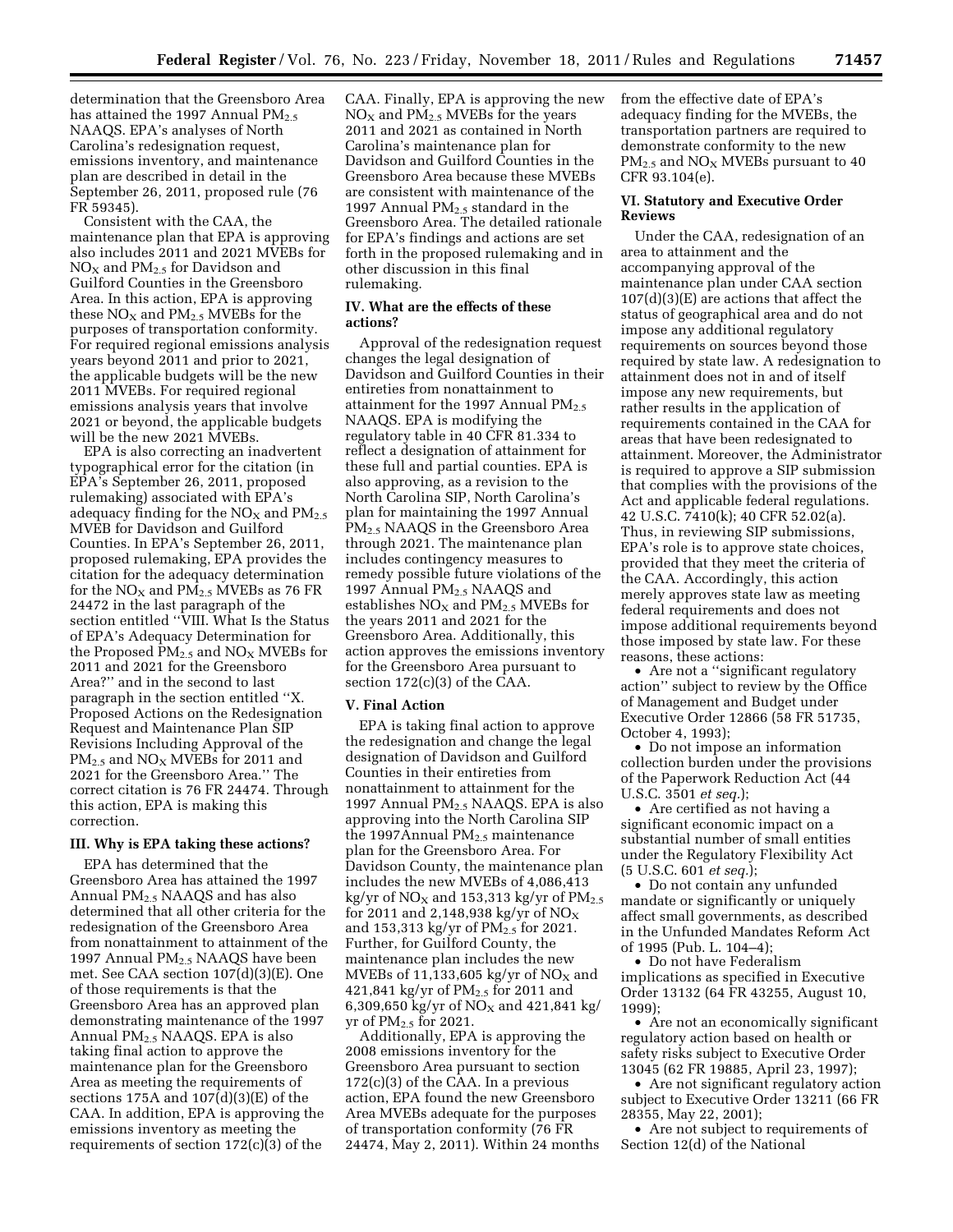determination that the Greensboro Area has attained the 1997 Annual $PM_{2.5}$ NAAQS. EPA's analyses of North Carolina's redesignation request, emissions inventory, and maintenance plan are described in detail in the September 26, 2011, proposed rule (76 FR 59345).

Consistent with the CAA, the maintenance plan that EPA is approving also includes 2011 and 2021 MVEBs for $NO_X$ and $PM_{2.5}$ for Davidson and Guilford Counties in the Greensboro Area. In this action, EPA is approving these $NO_X$ and $PM_{2.5}$ MVEBs for the purposes of transportation conformity. For required regional emissions analysis years beyond 2011 and prior to 2021, the applicable budgets will be the new 2011 MVEBs. For required regional emissions analysis years that involve 2021 or beyond, the applicable budgets will be the new 2021 MVEBs.

EPA is also correcting an inadvertent typographical error for the citation (in EPA's September 26, 2011, proposed rulemaking) associated with EPA's adequacy finding for the $NO_X$ and $PM_{2.5}$ MVEB for Davidson and Guilford Counties. In EPA's September 26, 2011, proposed rulemaking, EPA provides the citation for the adequacy determination for the $NO_X$ and $PM_{2.5}$ MVEBs as 76 FR 24472 in the last paragraph of the section entitled ''VIII. What Is the Status of EPA's Adequacy Determination for the Proposed $PM_{2.5}$ and $NO_X$ MVEBs for 2011 and 2021 for the Greensboro Area?'' and in the second to last paragraph in the section entitled ''X. Proposed Actions on the Redesignation Request and Maintenance Plan SIP Revisions Including Approval of the $PM_{2.5}$ and $NO_X$ MVEBs for 2011 and 2021 for the Greensboro Area.'' The correct citation is 76 FR 24474. Through this action, EPA is making this correction.

## III. Why is EPA taking these actions?

EPA has determined that the Greensboro Area has attained the 1997 Annual $PM_{2.5}$ NAAQS and has also determined that all other criteria for the redesignation of the Greensboro Area from nonattainment to attainment of the 1997 Annual $PM_{2.5}$ NAAQS have been met. See CAA section 107(d)(3)(E). One of those requirements is that the Greensboro Area has an approved plan demonstrating maintenance of the 1997 Annual $PM_{2.5}$ NAAQS. EPA is also taking final action to approve the maintenance plan for the Greensboro Area as meeting the requirements of sections 175A and 107(d)(3)(E) of the CAA. In addition, EPA is approving the emissions inventory as meeting the requirements of section 172(c)(3) of the CAA. Finally, EPA is approving the new $NO_X$ and $PM_{2.5}$ MVEBs for the years 2011 and 2021 as contained in North Carolina's maintenance plan for Davidson and Guilford Counties in the Greensboro Area because these MVEBs are consistent with maintenance of the 1997 Annual $PM_{2.5}$ standard in the Greensboro Area. The detailed rationale for EPA's findings and actions are set forth in the proposed rulemaking and in other discussion in this final rulemaking.

## IV. What are the effects of these actions?

Approval of the redesignation request changes the legal designation of Davidson and Guilford Counties in their entireties from nonattainment to attainment for the 1997 Annual $PM_{2.5}$ NAAQS. EPA is modifying the regulatory table in 40 CFR 81.334 to reflect a designation of attainment for these full and partial counties. EPA is also approving, as a revision to the North Carolina SIP, North Carolina's plan for maintaining the 1997 Annual $PM_{2.5}$ NAAQS in the Greensboro Area through 2021. The maintenance plan includes contingency measures to remedy possible future violations of the 1997 Annual $PM_{2.5}$ NAAQS and establishes $NO_X$ and $PM_{2.5}$ MVEBs for the years 2011 and 2021 for the Greensboro Area. Additionally, this action approves the emissions inventory for the Greensboro Area pursuant to section 172(c)(3) of the CAA.

## V. Final Action

EPA is taking final action to approve the redesignation and change the legal designation of Davidson and Guilford Counties in their entireties from nonattainment to attainment for the 1997 Annual $PM_{2.5}$ NAAQS. EPA is also approving into the North Carolina SIP the 1997Annual $PM_{2.5}$ maintenance plan for the Greensboro Area. For Davidson County, the maintenance plan includes the new MVEBs of 4,086,413 kg/yr of $NO_X$ and 153,313 kg/yr of $PM_{2.5}$ for 2011 and 2,148,938 kg/yr of $NO_X$ and 153,313 kg/yr of $PM_{2.5}$ for 2021. Further, for Guilford County, the maintenance plan includes the new MVEBs of 11,133,605 kg/yr of $NO_X$ and 421,841 kg/yr of $PM_{2.5}$ for 2011 and 6,309,650 kg/yr of $NO_X$ and 421,841 kg/yr of $PM_{2.5}$ for 2021.

Additionally, EPA is approving the 2008 emissions inventory for the Greensboro Area pursuant to section 172(c)(3) of the CAA. In a previous action, EPA found the new Greensboro Area MVEBs adequate for the purposes of transportation conformity (76 FR 24474, May 2, 2011). Within 24 months from the effective date of EPA's adequacy finding for the MVEBs, the transportation partners are required to demonstrate conformity to the new $PM_{2.5}$ and $NO_X$ MVEBs pursuant to 40 CFR 93.104(e).

## VI. Statutory and Executive Order Reviews

Under the CAA, redesignation of an area to attainment and the accompanying approval of the maintenance plan under CAA section 107(d)(3)(E) are actions that affect the status of geographical area and do not impose any additional regulatory requirements on sources beyond those required by state law. A redesignation to attainment does not in and of itself impose any new requirements, but rather results in the application of requirements contained in the CAA for areas that have been redesignated to attainment. Moreover, the Administrator is required to approve a SIP submission that complies with the provisions of the Act and applicable federal regulations. 42 U.S.C. 7410(k); 40 CFR 52.02(a). Thus, in reviewing SIP submissions, EPA's role is to approve state choices, provided that they meet the criteria of the CAA. Accordingly, this action merely approves state law as meeting federal requirements and does not impose additional requirements beyond those imposed by state law. For these reasons, these actions:

- Are not a ''significant regulatory action'' subject to review by the Office of Management and Budget under Executive Order 12866 (58 FR 51735, October 4, 1993);
- Do not impose an information collection burden under the provisions of the Paperwork Reduction Act (44 U.S.C. 3501 *et seq.*);
- Are certified as not having a significant economic impact on a substantial number of small entities under the Regulatory Flexibility Act (5 U.S.C. 601 *et seq.*);
- Do not contain any unfunded mandate or significantly or uniquely affect small governments, as described in the Unfunded Mandates Reform Act of 1995 (Pub. L. 104–4);
- Do not have Federalism implications as specified in Executive Order 13132 (64 FR 43255, August 10, 1999);
- Are not an economically significant regulatory action based on health or safety risks subject to Executive Order 13045 (62 FR 19885, April 23, 1997);
- Are not significant regulatory action subject to Executive Order 13211 (66 FR 28355, May 22, 2001);
- Are not subject to requirements of Section 12(d) of the National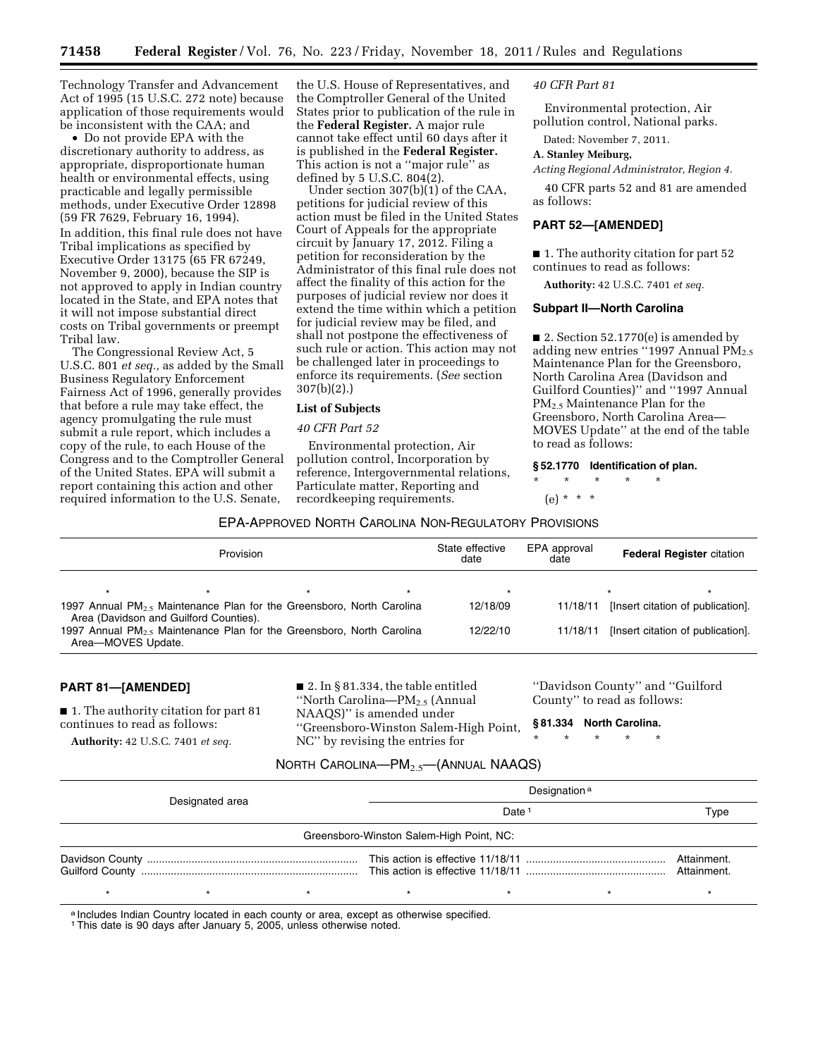Technology Transfer and Advancement Act of 1995 (15 U.S.C. 272 note) because application of those requirements would be inconsistent with the CAA; and

- Do not provide EPA with the discretionary authority to address, as appropriate, disproportionate human health or environmental effects, using practicable and legally permissible methods, under Executive Order 12898 (59 FR 7629, February 16, 1994).

In addition, this final rule does not have Tribal implications as specified by Executive Order 13175 (65 FR 67249, November 9, 2000), because the SIP is not approved to apply in Indian country located in the State, and EPA notes that it will not impose substantial direct costs on Tribal governments or preempt Tribal law.

The Congressional Review Act, 5 U.S.C. 801 *et seq.,* as added by the Small Business Regulatory Enforcement Fairness Act of 1996, generally provides that before a rule may take effect, the agency promulgating the rule must submit a rule report, which includes a copy of the rule, to each House of the Congress and to the Comptroller General of the United States. EPA will submit a report containing this action and other required information to the U.S. Senate, the U.S. House of Representatives, and the Comptroller General of the United States prior to publication of the rule in the **Federal Register.** A major rule cannot take effect until 60 days after it is published in the **Federal Register.** This action is not a ''major rule'' as defined by 5 U.S.C. 804(2).

Under section 307(b)(1) of the CAA, petitions for judicial review of this action must be filed in the United States Court of Appeals for the appropriate circuit by January 17, 2012. Filing a petition for reconsideration by the Administrator of this final rule does not affect the finality of this action for the purposes of judicial review nor does it extend the time within which a petition for judicial review may be filed, and shall not postpone the effectiveness of such rule or action. This action may not be challenged later in proceedings to enforce its requirements. (*See* section 307(b)(2).)

### List of Subjects

*40 CFR Part 52*

Environmental protection, Air pollution control, Incorporation by reference, Intergovernmental relations, Particulate matter, Reporting and recordkeeping requirements.

*40 CFR Part 81*

Environmental protection, Air pollution control, National parks.

Dated: November 7, 2011.

**A. Stanley Meiburg,**

*Acting Regional Administrator, Region 4.*

40 CFR parts 52 and 81 are amended as follows:

## PART 52—[AMENDED]

■ 1. The authority citation for part 52 continues to read as follows:

**Authority:** 42 U.S.C. 7401 *et seq.*

### Subpart II—North Carolina

■ 2. Section 52.1770(e) is amended by adding new entries ''1997 Annual $PM_{2.5}$ Maintenance Plan for the Greensboro, North Carolina Area (Davidson and Guilford Counties)'' and ''1997 Annual $PM_{2.5}$ Maintenance Plan for the Greensboro, North Carolina Area—MOVES Update'' at the end of the table to read as follows:

### § 52.1770 Identification of plan.

\* \* \* \* \*

(e) \* \* \*

EPA-APPROVED NORTH CAROLINA NON-REGULATORY PROVISIONS

| Provision | State effective date | EPA approval date | Federal Register citation |
|---|---|---|---|
| \* \* \* \* | \* | \* | \* \* |
| 1997 Annual $PM_{2.5}$ Maintenance Plan for the Greensboro, North Carolina Area (Davidson and Guilford Counties). | 12/18/09 | 11/18/11 | [Insert citation of publication]. |
| 1997 Annual $PM_{2.5}$ Maintenance Plan for the Greensboro, North Carolina Area—MOVES Update. | 12/22/10 | 11/18/11 | [Insert citation of publication]. |

## PART 81—[AMENDED]

■ 1. The authority citation for part 81 continues to read as follows:

**Authority:** 42 U.S.C. 7401 *et seq.*

■ 2. In § 81.334, the table entitled ''North Carolina—$PM_{2.5}$ (Annual NAAQS)'' is amended under ''Greensboro-Winston Salem-High Point, NC'' by revising the entries for ''Davidson County'' and ''Guilford County'' to read as follows:

### § 81.334 North Carolina.

\* \* \* \* \*

NORTH CAROLINA—$PM_{2.5}$—(ANNUAL NAAQS)

| Designated area | Designation[a] | |
|---|---|---|
| | Date[1] | Type |
| Greensboro-Winston Salem-High Point, NC: | | |
| Davidson County | This action is effective 11/18/11 | Attainment. |
| Guilford County | This action is effective 11/18/11 | Attainment. |
| \* \* \* | \* \* \* | \* |

[a] Includes Indian Country located in each county or area, except as otherwise specified.

[1] This date is 90 days after January 5, 2005, unless otherwise noted.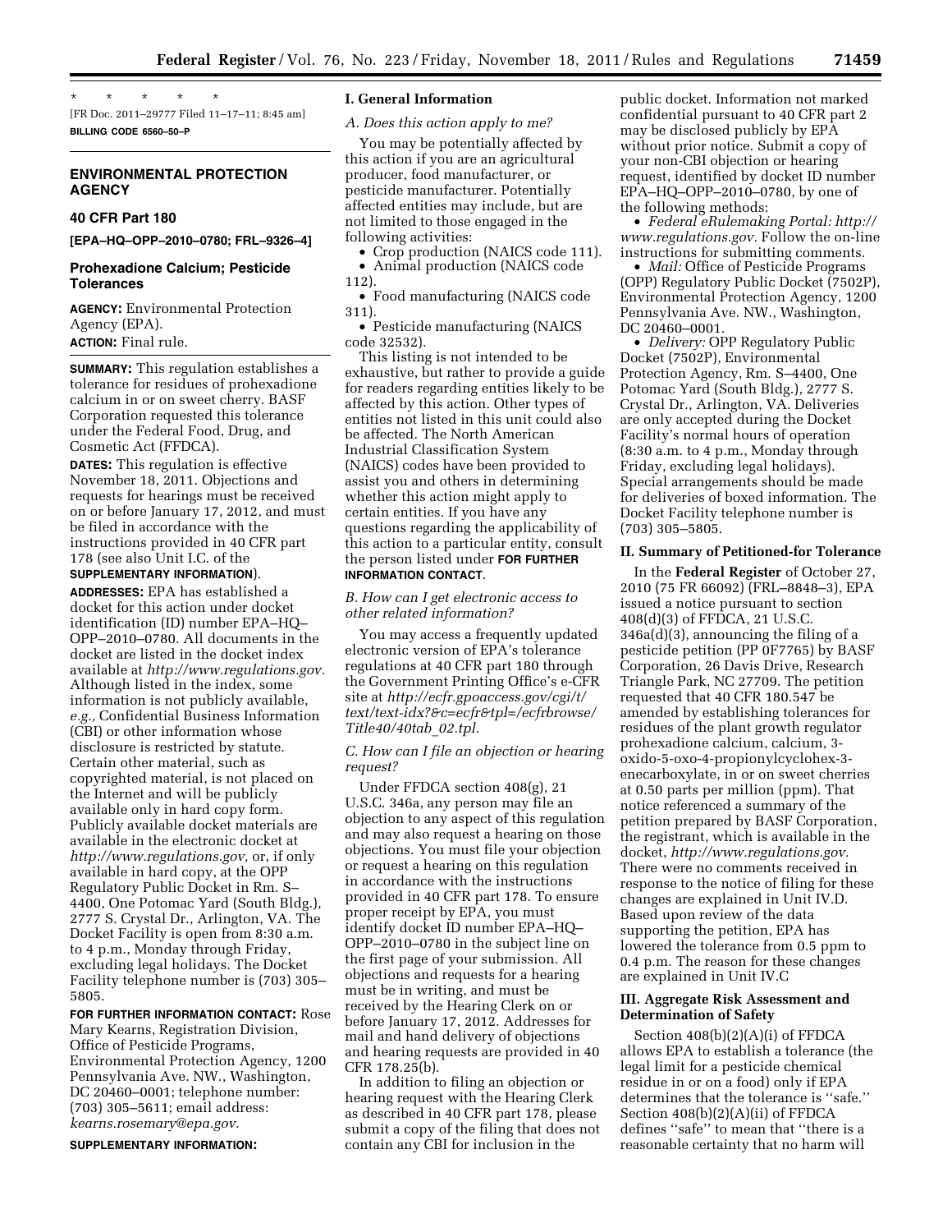\* \* \* \* \*

[FR Doc. 2011–29777 Filed 11–17–11; 8:45 am]

**BILLING CODE 6560–50–P**

## ENVIRONMENTAL PROTECTION AGENCY

### 40 CFR Part 180

**[EPA–HQ–OPP–2010–0780; FRL–9326–4]**

### Prohexadione Calcium; Pesticide Tolerances

**AGENCY:** Environmental Protection Agency (EPA).

**ACTION:** Final rule.

**SUMMARY:** This regulation establishes a tolerance for residues of prohexadione calcium in or on sweet cherry. BASF Corporation requested this tolerance under the Federal Food, Drug, and Cosmetic Act (FFDCA).

**DATES:** This regulation is effective November 18, 2011. Objections and requests for hearings must be received on or before January 17, 2012, and must be filed in accordance with the instructions provided in 40 CFR part 178 (see also Unit I.C. of the **SUPPLEMENTARY INFORMATION**).

**ADDRESSES:** EPA has established a docket for this action under docket identification (ID) number EPA–HQ–OPP–2010–0780. All documents in the docket are listed in the docket index available at *http://www.regulations.gov.* Although listed in the index, some information is not publicly available, *e.g.,* Confidential Business Information (CBI) or other information whose disclosure is restricted by statute. Certain other material, such as copyrighted material, is not placed on the Internet and will be publicly available only in hard copy form. Publicly available docket materials are available in the electronic docket at *http://www.regulations.gov,* or, if only available in hard copy, at the OPP Regulatory Public Docket in Rm. S–4400, One Potomac Yard (South Bldg.), 2777 S. Crystal Dr., Arlington, VA. The Docket Facility is open from 8:30 a.m. to 4 p.m., Monday through Friday, excluding legal holidays. The Docket Facility telephone number is (703) 305–5805.

**FOR FURTHER INFORMATION CONTACT:** Rose Mary Kearns, Registration Division, Office of Pesticide Programs, Environmental Protection Agency, 1200 Pennsylvania Ave. NW., Washington, DC 20460–0001; telephone number: (703) 305–5611; email address: *kearns.rosemary@epa.gov.*

**SUPPLEMENTARY INFORMATION:**

## I. General Information

### *A. Does this action apply to me?*

You may be potentially affected by this action if you are an agricultural producer, food manufacturer, or pesticide manufacturer. Potentially affected entities may include, but are not limited to those engaged in the following activities:

- Crop production (NAICS code 111).
- Animal production (NAICS code 112).
- Food manufacturing (NAICS code 311).
- Pesticide manufacturing (NAICS code 32532).

This listing is not intended to be exhaustive, but rather to provide a guide for readers regarding entities likely to be affected by this action. Other types of entities not listed in this unit could also be affected. The North American Industrial Classification System (NAICS) codes have been provided to assist you and others in determining whether this action might apply to certain entities. If you have any questions regarding the applicability of this action to a particular entity, consult the person listed under **FOR FURTHER INFORMATION CONTACT**.

### *B. How can I get electronic access to other related information?*

You may access a frequently updated electronic version of EPA's tolerance regulations at 40 CFR part 180 through the Government Printing Office's e-CFR site at *http://ecfr.gpoaccess.gov/cgi/t/text/text-idx?&c=ecfr&tpl=/ecfrbrowse/Title40/40tab_02.tpl.*

### *C. How can I file an objection or hearing request?*

Under FFDCA section 408(g), 21 U.S.C. 346a, any person may file an objection to any aspect of this regulation and may also request a hearing on those objections. You must file your objection or request a hearing on this regulation in accordance with the instructions provided in 40 CFR part 178. To ensure proper receipt by EPA, you must identify docket ID number EPA–HQ–OPP–2010–0780 in the subject line on the first page of your submission. All objections and requests for a hearing must be in writing, and must be received by the Hearing Clerk on or before January 17, 2012. Addresses for mail and hand delivery of objections and hearing requests are provided in 40 CFR 178.25(b).

In addition to filing an objection or hearing request with the Hearing Clerk as described in 40 CFR part 178, please submit a copy of the filing that does not contain any CBI for inclusion in the public docket. Information not marked confidential pursuant to 40 CFR part 2 may be disclosed publicly by EPA without prior notice. Submit a copy of your non-CBI objection or hearing request, identified by docket ID number EPA–HQ–OPP–2010–0780, by one of the following methods:

- *Federal eRulemaking Portal: http://www.regulations.gov.* Follow the on-line instructions for submitting comments.
- *Mail:* Office of Pesticide Programs (OPP) Regulatory Public Docket (7502P), Environmental Protection Agency, 1200 Pennsylvania Ave. NW., Washington, DC 20460–0001.
- *Delivery:* OPP Regulatory Public Docket (7502P), Environmental Protection Agency, Rm. S–4400, One Potomac Yard (South Bldg.), 2777 S. Crystal Dr., Arlington, VA. Deliveries are only accepted during the Docket Facility's normal hours of operation (8:30 a.m. to 4 p.m., Monday through Friday, excluding legal holidays). Special arrangements should be made for deliveries of boxed information. The Docket Facility telephone number is (703) 305–5805.

## II. Summary of Petitioned-for Tolerance

In the **Federal Register** of October 27, 2010 (75 FR 66092) (FRL–8848–3), EPA issued a notice pursuant to section 408(d)(3) of FFDCA, 21 U.S.C. 346a(d)(3), announcing the filing of a pesticide petition (PP 0F7765) by BASF Corporation, 26 Davis Drive, Research Triangle Park, NC 27709. The petition requested that 40 CFR 180.547 be amended by establishing tolerances for residues of the plant growth regulator prohexadione calcium, calcium, 3-oxido-5-oxo-4-propionylcyclohex-3-enecarboxylate, in or on sweet cherries at 0.50 parts per million (ppm). That notice referenced a summary of the petition prepared by BASF Corporation, the registrant, which is available in the docket, *http://www.regulations.gov.* There were no comments received in response to the notice of filing for these changes are explained in Unit IV.D. Based upon review of the data supporting the petition, EPA has lowered the tolerance from 0.5 ppm to 0.4 p.m. The reason for these changes are explained in Unit IV.C

## III. Aggregate Risk Assessment and Determination of Safety

Section 408(b)(2)(A)(i) of FFDCA allows EPA to establish a tolerance (the legal limit for a pesticide chemical residue in or on a food) only if EPA determines that the tolerance is ''safe.'' Section 408(b)(2)(A)(ii) of FFDCA defines ''safe'' to mean that ''there is a reasonable certainty that no harm will